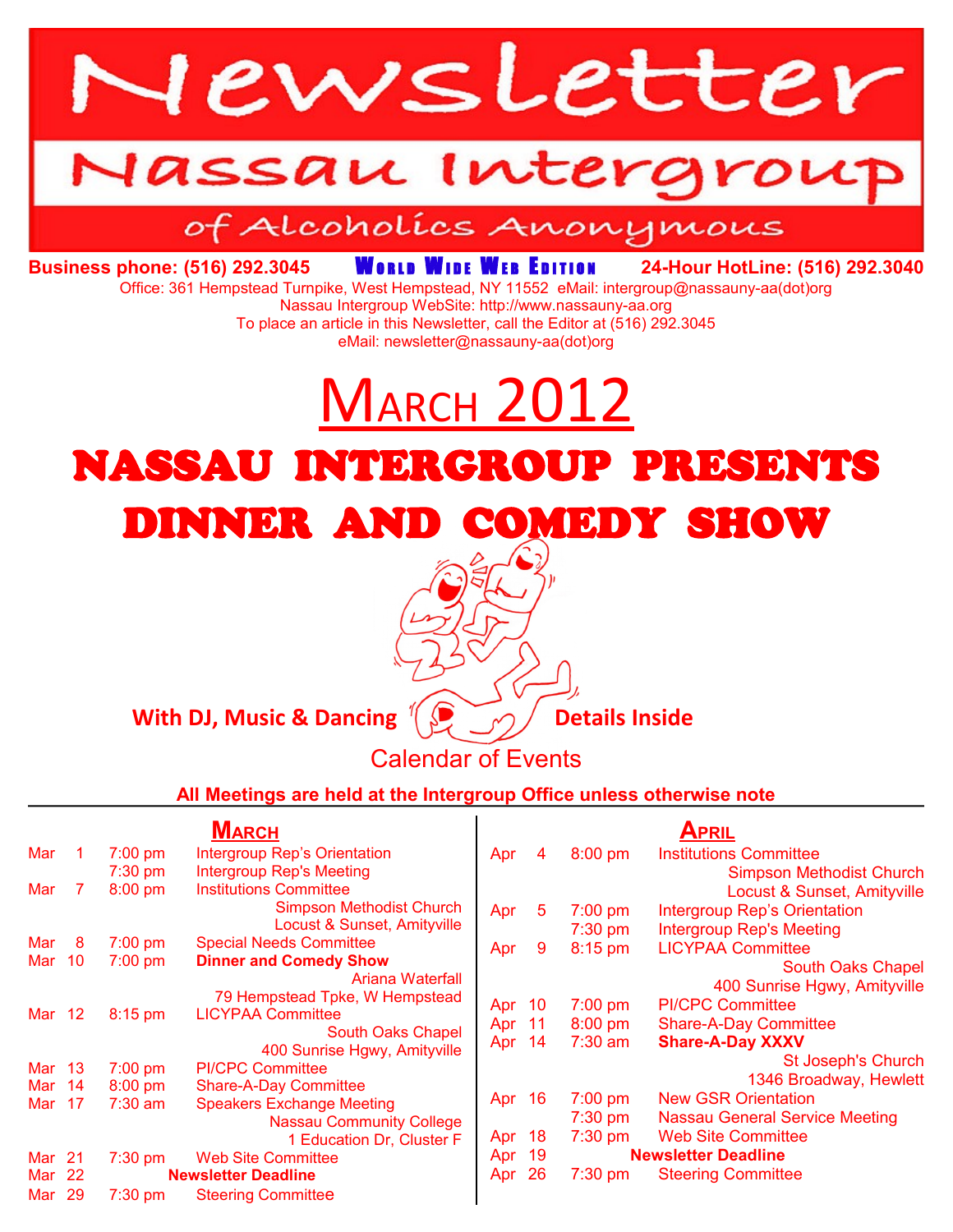# Newsletter

## Nassau Intergroup

### of Alcoholics Anonymous

**Business phone: (516) 292.3045** **WORLD WIDE WEB EDITION** **24-Hour HotLine: (516) 292.3040**

Office: 361 Hempstead Turnpike, West Hempstead, NY 11552 eMail: intergroup@nassauny-aa(dot)org
Nassau Intergroup WebSite: http://www.nassauny-aa.org
To place an article in this Newsletter, call the Editor at (516) 292.3045
eMail: newsletter@nassauny-aa(dot)org

# MARCH 2012

# NASSAU INTERGROUP PRESENTS DINNER AND COMEDY SHOW

**With DJ, Music & Dancing** **Details Inside**

## Calendar of Events

**All Meetings are held at the Intergroup Office unless otherwise note**

### MARCH

| Date | Time | Event |
|---|---|---|
| Mar 1 | 7:00 pm | Intergroup Rep's Orientation |
| | 7:30 pm | Intergroup Rep's Meeting |
| Mar 7 | 8:00 pm | Institutions Committee<br>Simpson Methodist Church<br>Locust & Sunset, Amityville |
| Mar 8 | 7:00 pm | Special Needs Committee |
| Mar 10 | 7:00 pm | **Dinner and Comedy Show**<br>Ariana Waterfall<br>79 Hempstead Tpke, W Hempstead |
| Mar 12 | 8:15 pm | LICYPAA Committee<br>South Oaks Chapel<br>400 Sunrise Hgwy, Amityville |
| Mar 13 | 7:00 pm | PI/CPC Committee |
| Mar 14 | 8:00 pm | Share-A-Day Committee |
| Mar 17 | 7:30 am | Speakers Exchange Meeting<br>Nassau Community College<br>1 Education Dr, Cluster F |
| Mar 21 | 7:30 pm | Web Site Committee |
| Mar 22 | | **Newsletter Deadline** |
| Mar 29 | 7:30 pm | Steering Committee |

### APRIL

| Date | Time | Event |
|---|---|---|
| Apr 4 | 8:00 pm | Institutions Committee<br>Simpson Methodist Church<br>Locust & Sunset, Amityville |
| Apr 5 | 7:00 pm | Intergroup Rep's Orientation |
| | 7:30 pm | Intergroup Rep's Meeting |
| Apr 9 | 8:15 pm | LICYPAA Committee<br>South Oaks Chapel<br>400 Sunrise Hgwy, Amityville |
| Apr 10 | 7:00 pm | PI/CPC Committee |
| Apr 11 | 8:00 pm | Share-A-Day Committee |
| Apr 14 | 7:30 am | **Share-A-Day XXXV**<br>St Joseph's Church<br>1346 Broadway, Hewlett |
| Apr 16 | 7:00 pm | New GSR Orientation |
| | 7:30 pm | Nassau General Service Meeting |
| Apr 18 | 7:30 pm | Web Site Committee |
| Apr 19 | | **Newsletter Deadline** |
| Apr 26 | 7:30 pm | Steering Committee |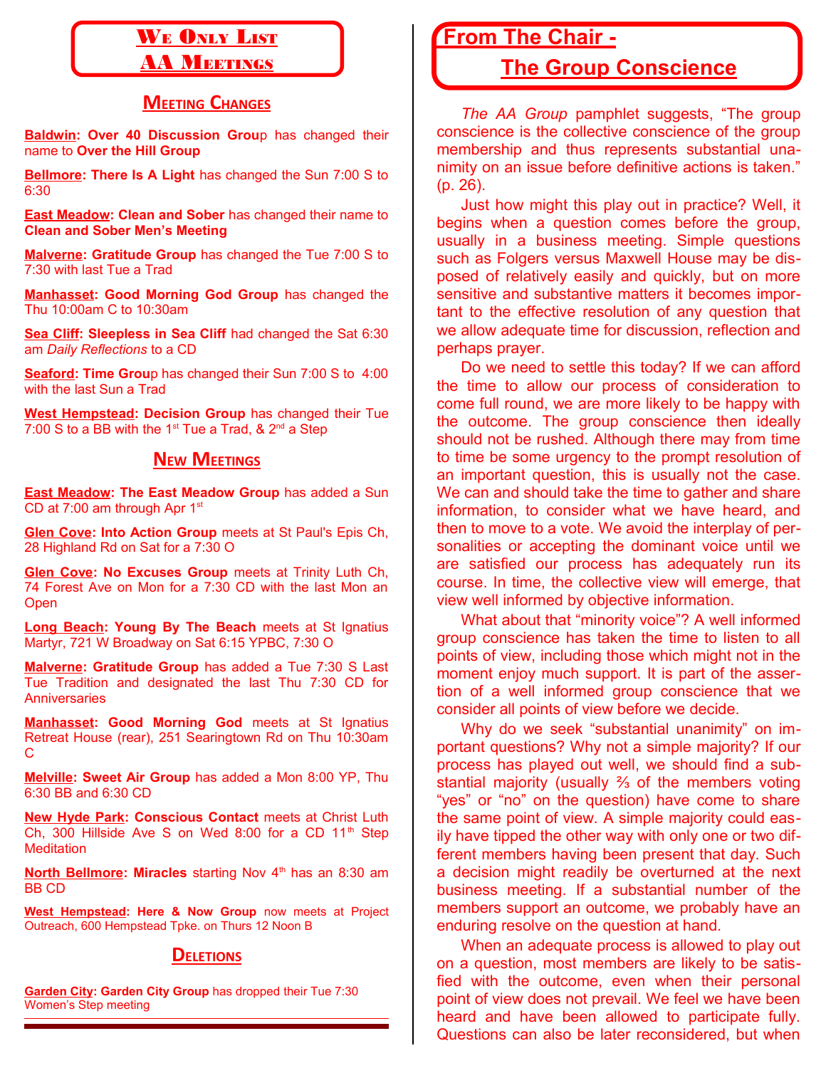# We Only List AA Meetings

## Meeting Changes

**Baldwin: Over 40 Discussion Grou**p has changed their name to **Over the Hill Group**

**Bellmore: There Is A Light** has changed the Sun 7:00 S to 6:30

**East Meadow: Clean and Sober** has changed their name to **Clean and Sober Men's Meeting**

**Malverne: Gratitude Group** has changed the Tue 7:00 S to 7:30 with last Tue a Trad

**Manhasset: Good Morning God Group** has changed the Thu 10:00am C to 10:30am

**Sea Cliff: Sleepless in Sea Cliff** had changed the Sat 6:30 am *Daily Reflections* to a CD

**Seaford: Time Grou**p has changed their Sun 7:00 S to 4:00 with the last Sun a Trad

**West Hempstead: Decision Group** has changed their Tue 7:00 S to a BB with the 1st Tue a Trad, & 2nd a Step

## New Meetings

**East Meadow: The East Meadow Group** has added a Sun CD at 7:00 am through Apr 1st

**Glen Cove: Into Action Group** meets at St Paul's Epis Ch, 28 Highland Rd on Sat for a 7:30 O

**Glen Cove: No Excuses Group** meets at Trinity Luth Ch, 74 Forest Ave on Mon for a 7:30 CD with the last Mon an Open

**Long Beach: Young By The Beach** meets at St Ignatius Martyr, 721 W Broadway on Sat 6:15 YPBC, 7:30 O

**Malverne: Gratitude Group** has added a Tue 7:30 S Last Tue Tradition and designated the last Thu 7:30 CD for Anniversaries

**Manhasset: Good Morning God** meets at St Ignatius Retreat House (rear), 251 Searingtown Rd on Thu 10:30am C

**Melville: Sweet Air Group** has added a Mon 8:00 YP, Thu 6:30 BB and 6:30 CD

**New Hyde Park: Conscious Contact** meets at Christ Luth Ch, 300 Hillside Ave S on Wed 8:00 for a CD 11th Step Meditation

**North Bellmore: Miracles** starting Nov 4th has an 8:30 am BB CD

**West Hempstead: Here & Now Group** now meets at Project Outreach, 600 Hempstead Tpke. on Thurs 12 Noon B

## Deletions

**Garden City: Garden City Group** has dropped their Tue 7:30 Women's Step meeting

# From The Chair - The Group Conscience

*The AA Group* pamphlet suggests, "The group conscience is the collective conscience of the group membership and thus represents substantial unanimity on an issue before definitive actions is taken." (p. 26).

Just how might this play out in practice? Well, it begins when a question comes before the group, usually in a business meeting. Simple questions such as Folgers versus Maxwell House may be disposed of relatively easily and quickly, but on more sensitive and substantive matters it becomes important to the effective resolution of any question that we allow adequate time for discussion, reflection and perhaps prayer.

Do we need to settle this today? If we can afford the time to allow our process of consideration to come full round, we are more likely to be happy with the outcome. The group conscience then ideally should not be rushed. Although there may from time to time be some urgency to the prompt resolution of an important question, this is usually not the case. We can and should take the time to gather and share information, to consider what we have heard, and then to move to a vote. We avoid the interplay of personalities or accepting the dominant voice until we are satisfied our process has adequately run its course. In time, the collective view will emerge, that view well informed by objective information.

What about that "minority voice"? A well informed group conscience has taken the time to listen to all points of view, including those which might not in the moment enjoy much support. It is part of the assertion of a well informed group conscience that we consider all points of view before we decide.

Why do we seek "substantial unanimity" on important questions? Why not a simple majority? If our process has played out well, we should find a substantial majority (usually ⅔ of the members voting "yes" or "no" on the question) have come to share the same point of view. A simple majority could easily have tipped the other way with only one or two different members having been present that day. Such a decision might readily be overturned at the next business meeting. If a substantial number of the members support an outcome, we probably have an enduring resolve on the question at hand.

When an adequate process is allowed to play out on a question, most members are likely to be satisfied with the outcome, even when their personal point of view does not prevail. We feel we have been heard and have been allowed to participate fully. Questions can also be later reconsidered, but when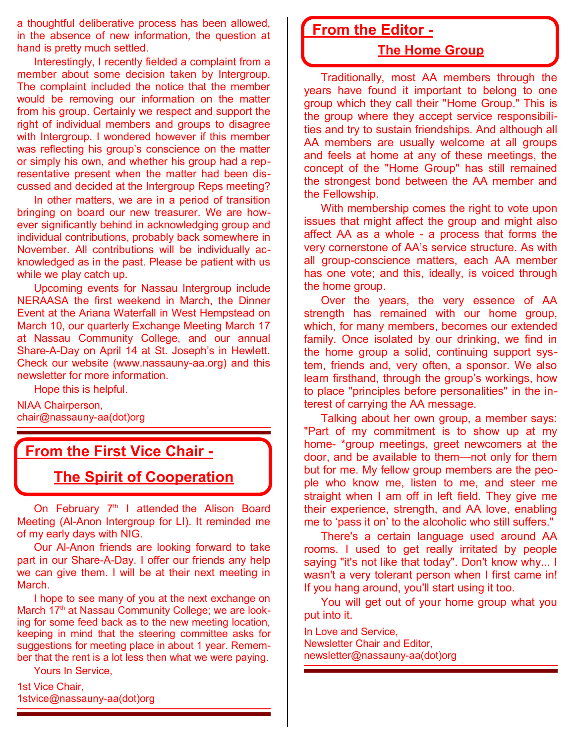a thoughtful deliberative process has been allowed, in the absence of new information, the question at hand is pretty much settled.

Interestingly, I recently fielded a complaint from a member about some decision taken by Intergroup. The complaint included the notice that the member would be removing our information on the matter from his group. Certainly we respect and support the right of individual members and groups to disagree with Intergroup. I wondered however if this member was reflecting his group's conscience on the matter or simply his own, and whether his group had a representative present when the matter had been discussed and decided at the Intergroup Reps meeting?

In other matters, we are in a period of transition bringing on board our new treasurer. We are however significantly behind in acknowledging group and individual contributions, probably back somewhere in November. All contributions will be individually acknowledged as in the past. Please be patient with us while we play catch up.

Upcoming events for Nassau Intergroup include NERAASA the first weekend in March, the Dinner Event at the Ariana Waterfall in West Hempstead on March 10, our quarterly Exchange Meeting March 17 at Nassau Community College, and our annual Share-A-Day on April 14 at St. Joseph's in Hewlett. Check our website (www.nassauny-aa.org) and this newsletter for more information.

Hope this is helpful.

NIAA Chairperson,
chair@nassauny-aa(dot)org

## From the First Vice Chair - The Spirit of Cooperation

On February 7th I attended the Alison Board Meeting (Al-Anon Intergroup for LI). It reminded me of my early days with NIG.

Our Al-Anon friends are looking forward to take part in our Share-A-Day. I offer our friends any help we can give them. I will be at their next meeting in March.

I hope to see many of you at the next exchange on March 17th at Nassau Community College; we are looking for some feed back as to the new meeting location, keeping in mind that the steering committee asks for suggestions for meeting place in about 1 year. Remember that the rent is a lot less then what we were paying.

Yours In Service,

1st Vice Chair,
1stvice@nassauny-aa(dot)org

## From the Editor - The Home Group

Traditionally, most AA members through the years have found it important to belong to one group which they call their "Home Group." This is the group where they accept service responsibilities and try to sustain friendships. And although all AA members are usually welcome at all groups and feels at home at any of these meetings, the concept of the "Home Group" has still remained the strongest bond between the AA member and the Fellowship.

With membership comes the right to vote upon issues that might affect the group and might also affect AA as a whole - a process that forms the very cornerstone of AA's service structure. As with all group-conscience matters, each AA member has one vote; and this, ideally, is voiced through the home group.

Over the years, the very essence of AA strength has remained with our home group, which, for many members, becomes our extended family. Once isolated by our drinking, we find in the home group a solid, continuing support system, friends and, very often, a sponsor. We also learn firsthand, through the group's workings, how to place "principles before personalities" in the interest of carrying the AA message.

Talking about her own group, a member says: "Part of my commitment is to show up at my home- *group meetings, greet newcomers at the door, and be available to them—not only for them but for me. My fellow group members are the people who know me, listen to me, and steer me straight when I am off in left field. They give me their experience, strength, and AA love, enabling me to 'pass it on' to the alcoholic who still suffers."

There's a certain language used around AA rooms. I used to get really irritated by people saying "it's not like that today". Don't know why... I wasn't a very tolerant person when I first came in! If you hang around, you'll start using it too.

You will get out of your home group what you put into it.

In Love and Service,
Newsletter Chair and Editor,
newsletter@nassauny-aa(dot)org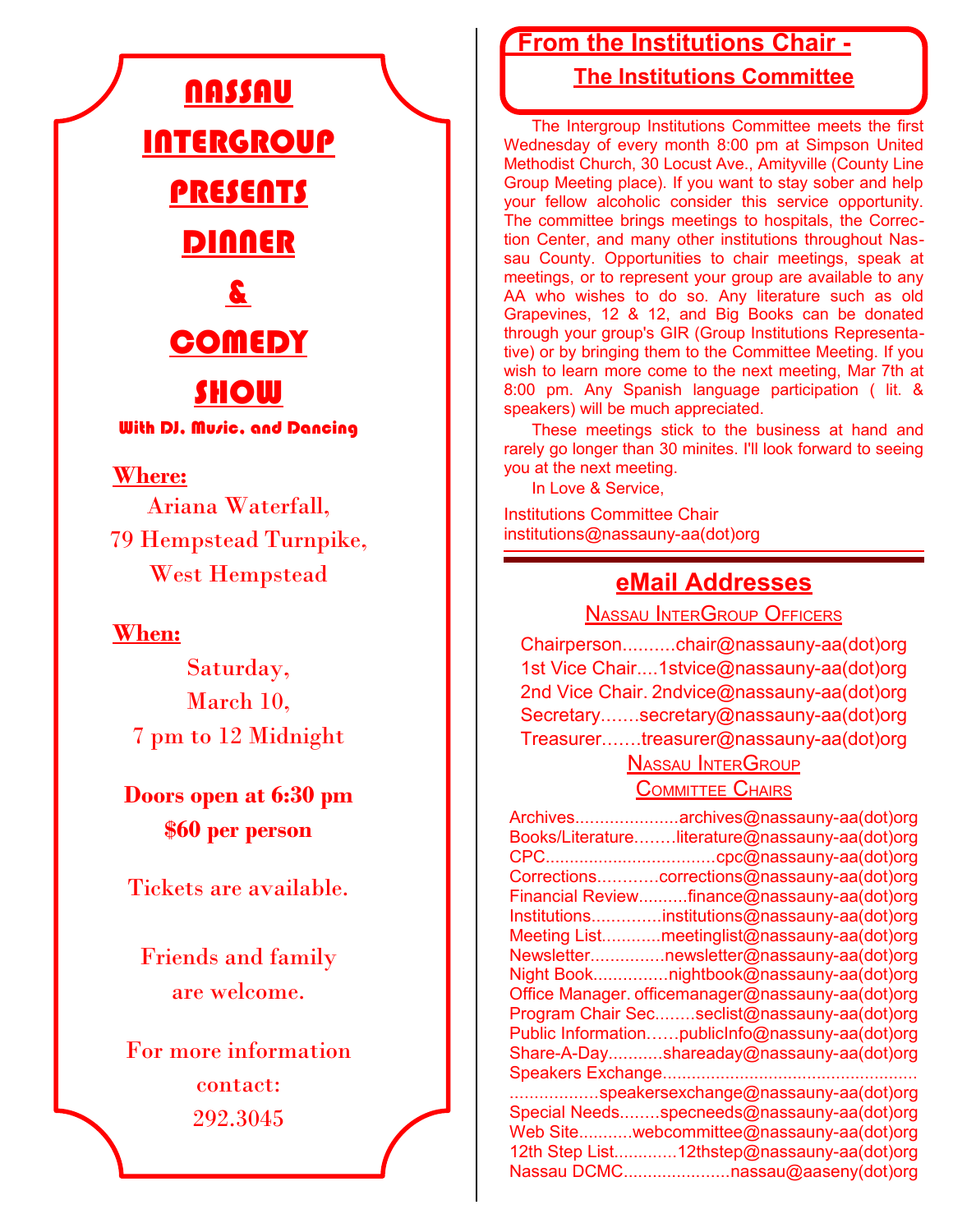# NASSAU INTERGROUP PRESENTS DINNER & COMEDY SHOW

**With DJ, Music, and Dancing**

**Where:**

Ariana Waterfall,
79 Hempstead Turnpike,
West Hempstead

**When:**

Saturday,
March 10,
7 pm to 12 Midnight

**Doors open at 6:30 pm**
**$60 per person**

Tickets are available.

Friends and family are welcome.

For more information contact:
292.3045

## From the Institutions Chair -

### The Institutions Committee

The Intergroup Institutions Committee meets the first Wednesday of every month 8:00 pm at Simpson United Methodist Church, 30 Locust Ave., Amityville (County Line Group Meeting place). If you want to stay sober and help your fellow alcoholic consider this service opportunity. The committee brings meetings to hospitals, the Correction Center, and many other institutions throughout Nassau County. Opportunities to chair meetings, speak at meetings, or to represent your group are available to any AA who wishes to do so. Any literature such as old Grapevines, 12 & 12, and Big Books can be donated through your group's GIR (Group Institutions Representative) or by bringing them to the Committee Meeting. If you wish to learn more come to the next meeting, Mar 7th at 8:00 pm. Any Spanish language participation ( lit. & speakers) will be much appreciated.

These meetings stick to the business at hand and rarely go longer than 30 minites. I'll look forward to seeing you at the next meeting.

In Love & Service,

Institutions Committee Chair
institutions@nassauny-aa(dot)org

## eMail Addresses

### Nassau InterGroup Officers

Chairperson..........chair@nassauny-aa(dot)org
1st Vice Chair....1stvice@nassauny-aa(dot)org
2nd Vice Chair. 2ndvice@nassauny-aa(dot)org
Secretary.......secretary@nassauny-aa(dot)org
Treasurer.......treasurer@nassauny-aa(dot)org

### Nassau InterGroup Committee Chairs

Archives....................archives@nassauny-aa(dot)org
Books/Literature........literature@nassauny-aa(dot)org
CPC..................................cpc@nassauny-aa(dot)org
Corrections............corrections@nassauny-aa(dot)org
Financial Review..........finance@nassauny-aa(dot)org
Institutions.............institutions@nassauny-aa(dot)org
Meeting List............meetinglist@nassauny-aa(dot)org
Newsletter...............newsletter@nassauny-aa(dot)org
Night Book...............nightbook@nassauny-aa(dot)org
Office Manager. officemanager@nassauny-aa(dot)org
Program Chair Sec........seclist@nassauny-aa(dot)org
Public Information......publicInfo@nassauny-aa(dot)org
Share-A-Day...........shareaday@nassauny-aa(dot)org
Speakers Exchange....................................................
..................speakersexchange@nassauny-aa(dot)org
Special Needs........specneeds@nassauny-aa(dot)org
Web Site...........webcommittee@nassauny-aa(dot)org
12th Step List.............12thstep@nassauny-aa(dot)org
Nassau DCMC......................nassau@aaseny(dot)org